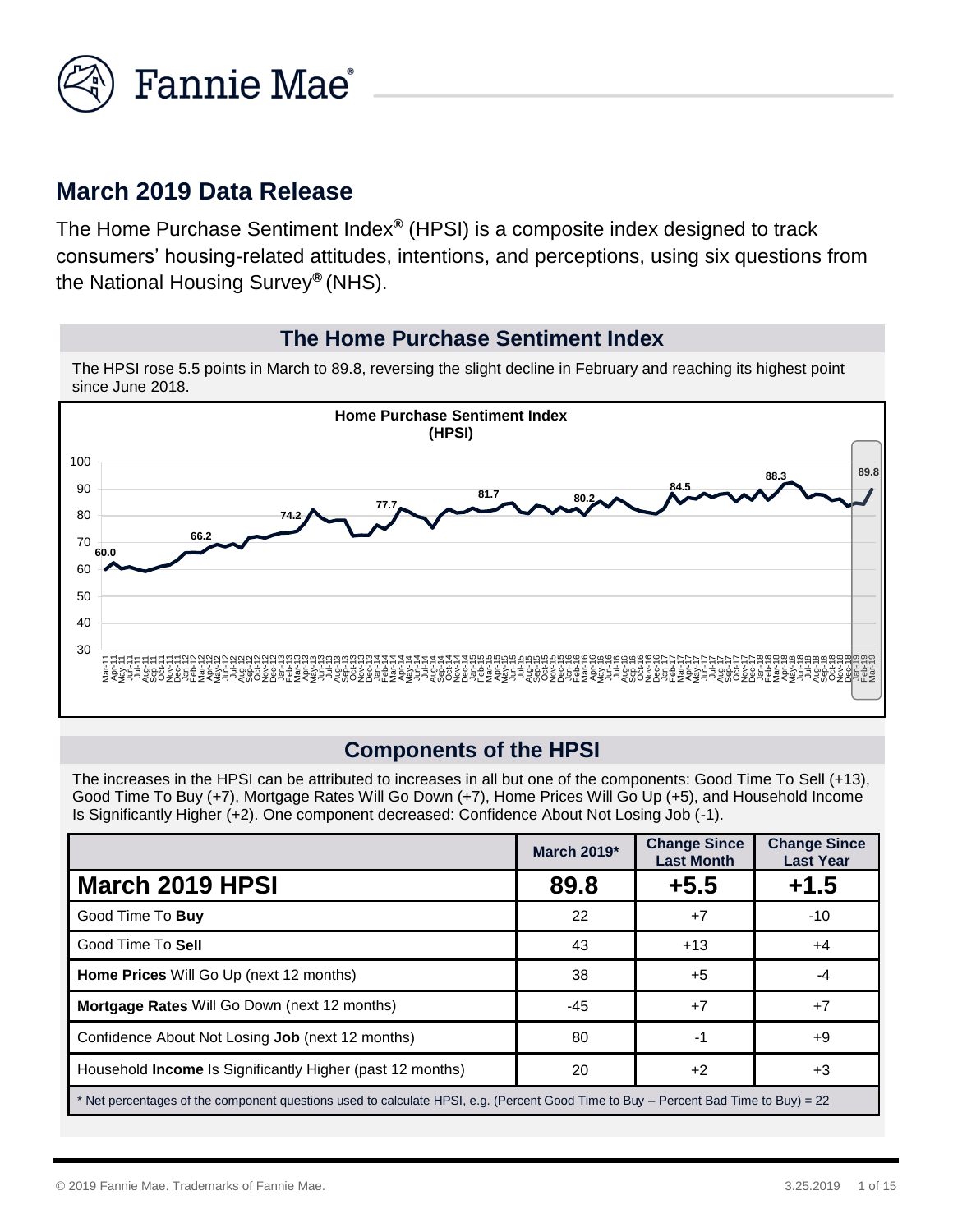## March 2019 Data Release

The Home Purchase Sentiment Index® (HPSI) is a composite index designed to track consumers' housing-related attitudes, intentions, and perceptions, using six questions from the National Housing Survey® (NHS).

### The Home Purchase Sentiment Index

The HPSI rose 5.5 points in March to 89.8, reversing the slight decline in February and reaching its highest point since June 2018.

### Components of the HPSI

The increases in the HPSI can be attributed to increases in all but one of the components: Good Time To Sell (+13), Good Time To Buy (+7), Mortgage Rates Will Go Down (+7), Home Prices Will Go Up (+5), and Household Income Is Significantly Higher (+2). One component decreased: Confidence About Not Losing Job (-1).

| | March 2019* | Change Since Last Month | Change Since Last Year |
|---|---|---|---|
| **March 2019 HPSI** | **89.8** | **+5.5** | **+1.5** |
| Good Time To **Buy** | 22 | +7 | -10 |
| Good Time To **Sell** | 43 | +13 | +4 |
| **Home Prices** Will Go Up (next 12 months) | 38 | +5 | -4 |
| **Mortgage Rates** Will Go Down (next 12 months) | -45 | +7 | +7 |
| Confidence About Not Losing **Job** (next 12 months) | 80 | -1 | +9 |
| Household **Income** Is Significantly Higher (past 12 months) | 20 | +2 | +3 |

* Net percentages of the component questions used to calculate HPSI, e.g. (Percent Good Time to Buy – Percent Bad Time to Buy) = 22

© 2019 Fannie Mae. Trademarks of Fannie Mae.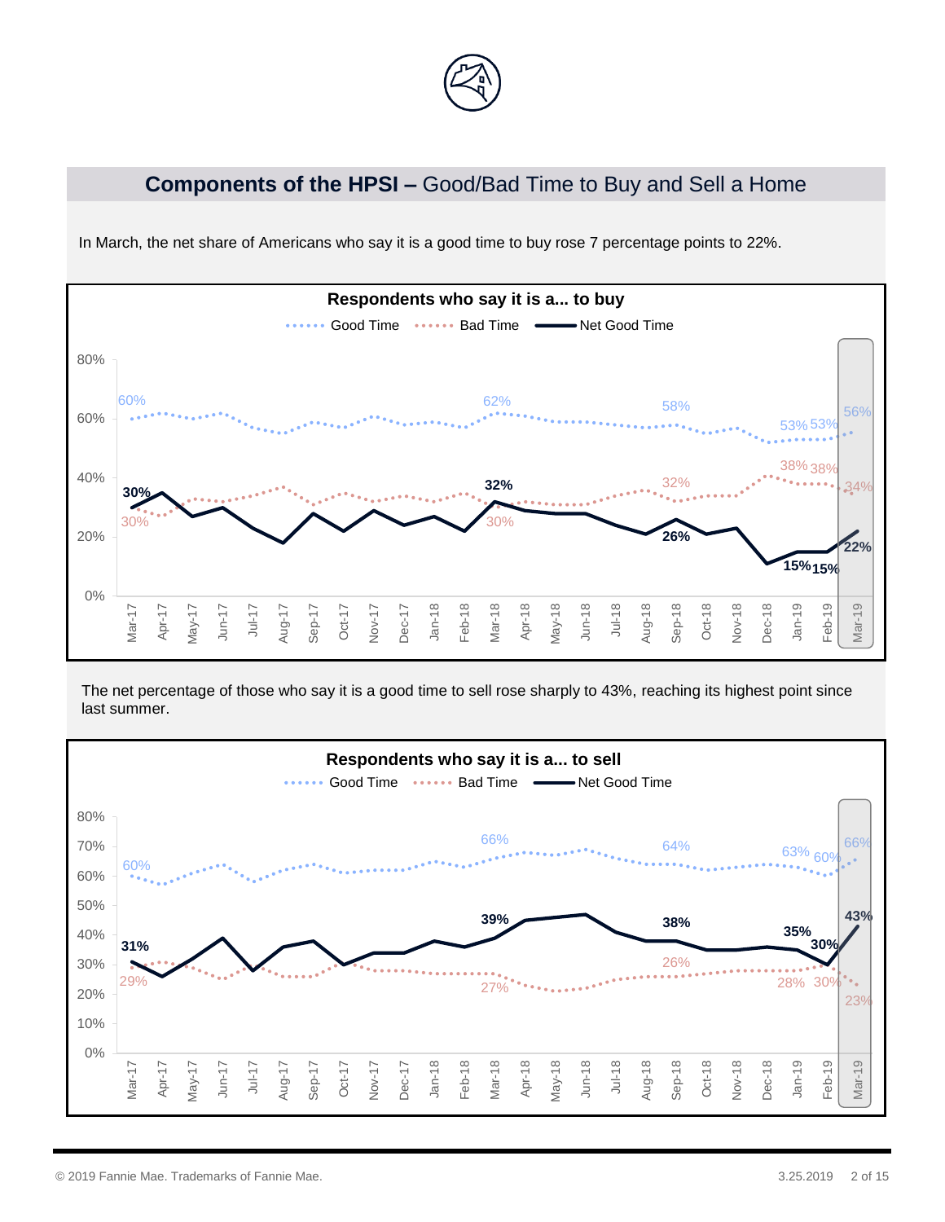## **Components of the HPSI –** Good/Bad Time to Buy and Sell a Home

In March, the net share of Americans who say it is a good time to buy rose 7 percentage points to 22%.

**Respondents who say it is a... to buy**

Good Time | Bad Time | Net Good Time

| | Mar-17 | Mar-18 | Sep-18 | Jan-19 | Feb-19 | Mar-19 |
|---|---|---|---|---|---|---|
| Good Time | 60% | 62% | 58% | 53% | 53% | 56% |
| Bad Time | 30% | 30% | 32% | 38% | 38% | 34% |
| Net Good Time | 30% | 32% | 26% | 15% | 15% | 22% |

The net percentage of those who say it is a good time to sell rose sharply to 43%, reaching its highest point since last summer.

**Respondents who say it is a... to sell**

Good Time | Bad Time | Net Good Time

| | Mar-17 | Mar-18 | Sep-18 | Jan-19 | Feb-19 | Mar-19 |
|---|---|---|---|---|---|---|
| Good Time | 60% | 66% | 64% | 63% | 60% | 66% |
| Bad Time | 29% | 27% | 26% | 28% | 30% | 23% |
| Net Good Time | 31% | 39% | 38% | 35% | 30% | 43% |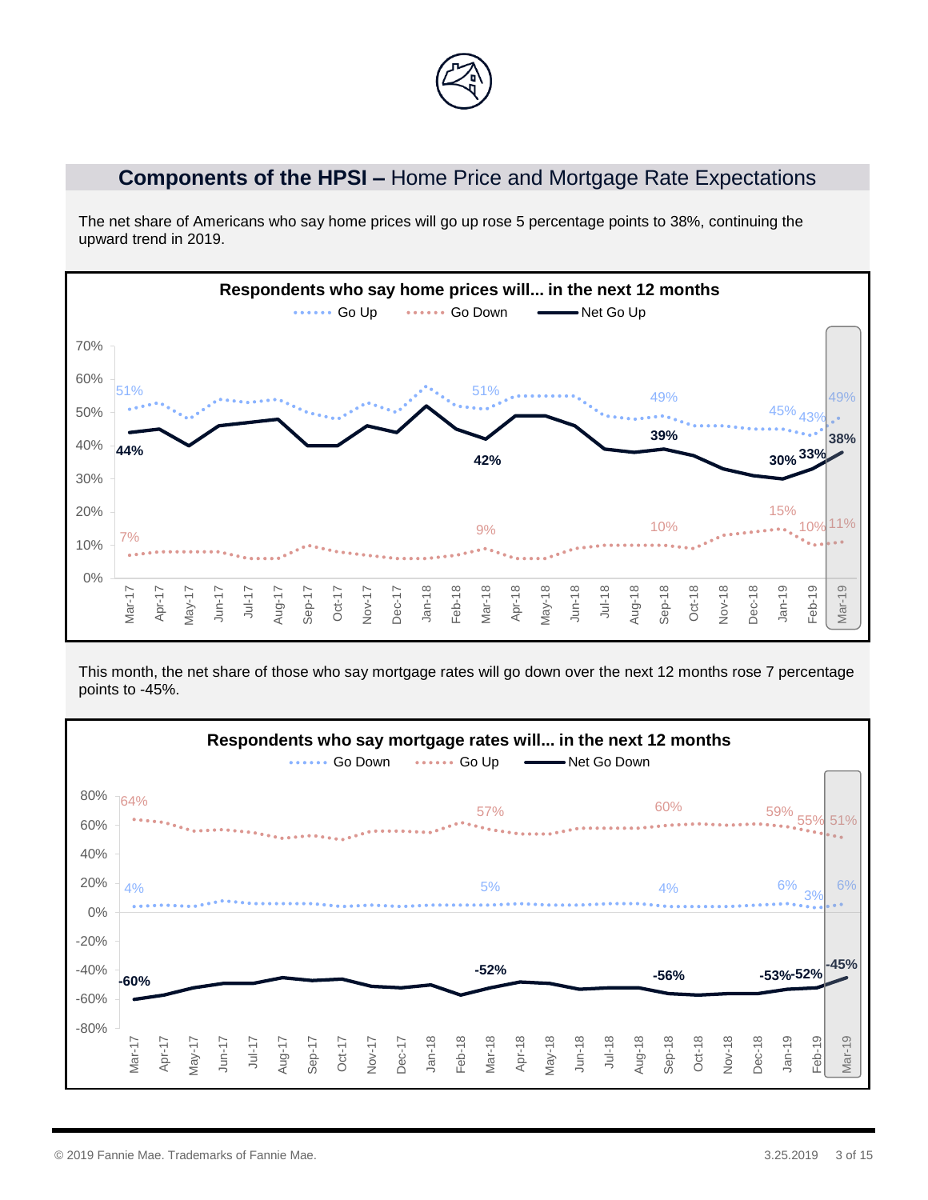## **Components of the HPSI –** Home Price and Mortgage Rate Expectations

The net share of Americans who say home prices will go up rose 5 percentage points to 38%, continuing the upward trend in 2019.

**Respondents who say home prices will... in the next 12 months**

Go Up · Go Down · Net Go Up

| | Mar-17 | Mar-18 | Sep-18 | Jan-19 | Feb-19 | Mar-19 |
|---|---|---|---|---|---|---|
| Go Up | 51% | 51% | 49% | 45% | 43% | 49% |
| Go Down | 7% | 9% | 10% | 15% | 10% | 11% |
| Net Go Up | 44% | 42% | 39% | 30% | 33% | 38% |

This month, the net share of those who say mortgage rates will go down over the next 12 months rose 7 percentage points to -45%.

**Respondents who say mortgage rates will... in the next 12 months**

Go Down · Go Up · Net Go Down

| | Mar-17 | Mar-18 | Sep-18 | Jan-19 | Feb-19 | Mar-19 |
|---|---|---|---|---|---|---|
| Go Down | 4% | 5% | 4% | 6% | 3% | 6% |
| Go Up | 64% | 57% | 60% | 59% | 55% | 51% |
| Net Go Down | -60% | -52% | -56% | -53% | -52% | -45% |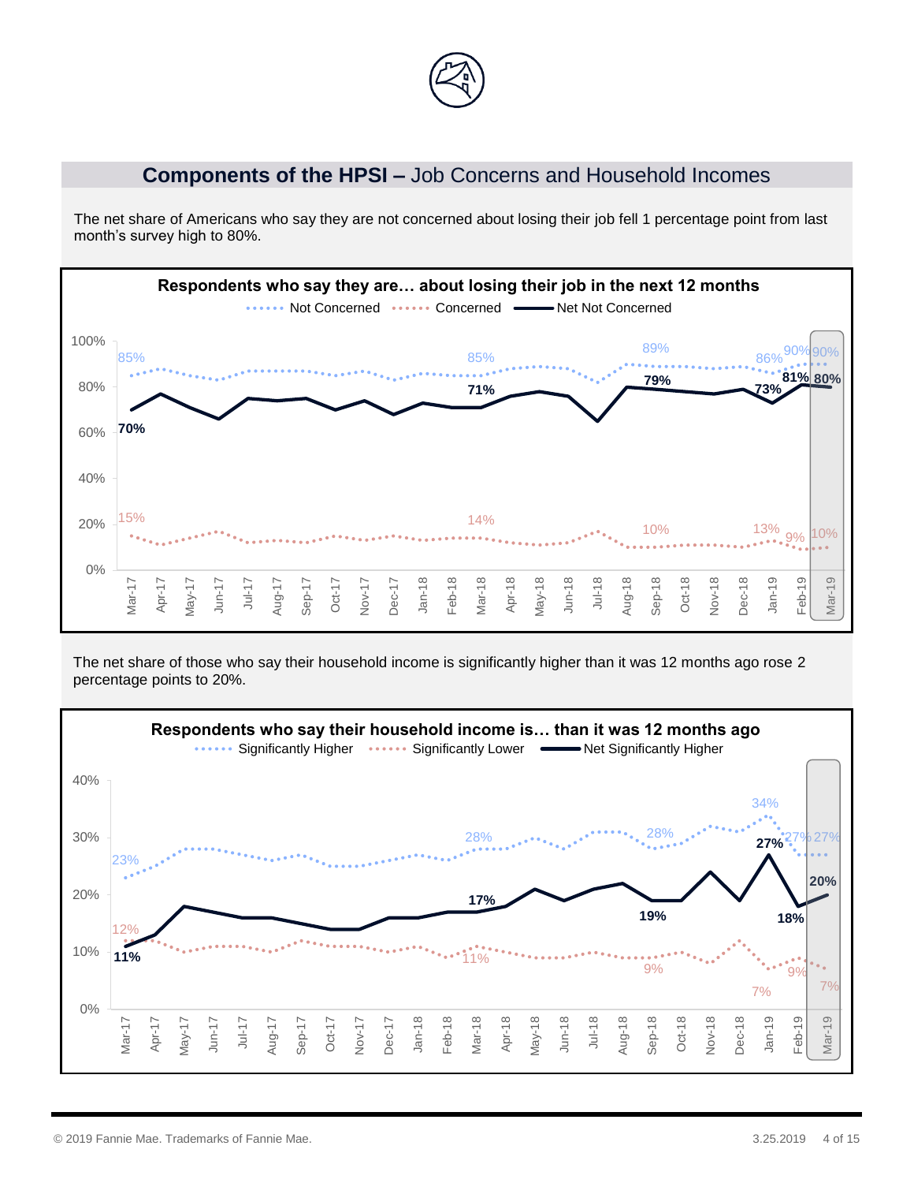## **Components of the HPSI –** Job Concerns and Household Incomes

The net share of Americans who say they are not concerned about losing their job fell 1 percentage point from last month's survey high to 80%.

**Respondents who say they are… about losing their job in the next 12 months**

Not Concerned · Concerned · Net Not Concerned

| | Mar-17 | Mar-18 | Sep-18 | Jan-19 | Feb-19 | Mar-19 |
|---|---|---|---|---|---|---|
| Not Concerned | 85% | 85% | 89% | 86% | 90% | 90% |
| Concerned | 15% | 14% | 10% | 13% | 9% | 10% |
| Net Not Concerned | 70% | 71% | 79% | 73% | 81% | 80% |

The net share of those who say their household income is significantly higher than it was 12 months ago rose 2 percentage points to 20%.

**Respondents who say their household income is… than it was 12 months ago**

Significantly Higher · Significantly Lower · Net Significantly Higher

| | Mar-17 | Mar-18 | Sep-18 | Jan-19 | Feb-19 | Mar-19 |
|---|---|---|---|---|---|---|
| Significantly Higher | 23% | 28% | 28% | 34% | 27% | 27% |
| Significantly Lower | 12% | 11% | 9% | 7% | 9% | 7% |
| Net Significantly Higher | 11% | 17% | 19% | 27% | 18% | 20% |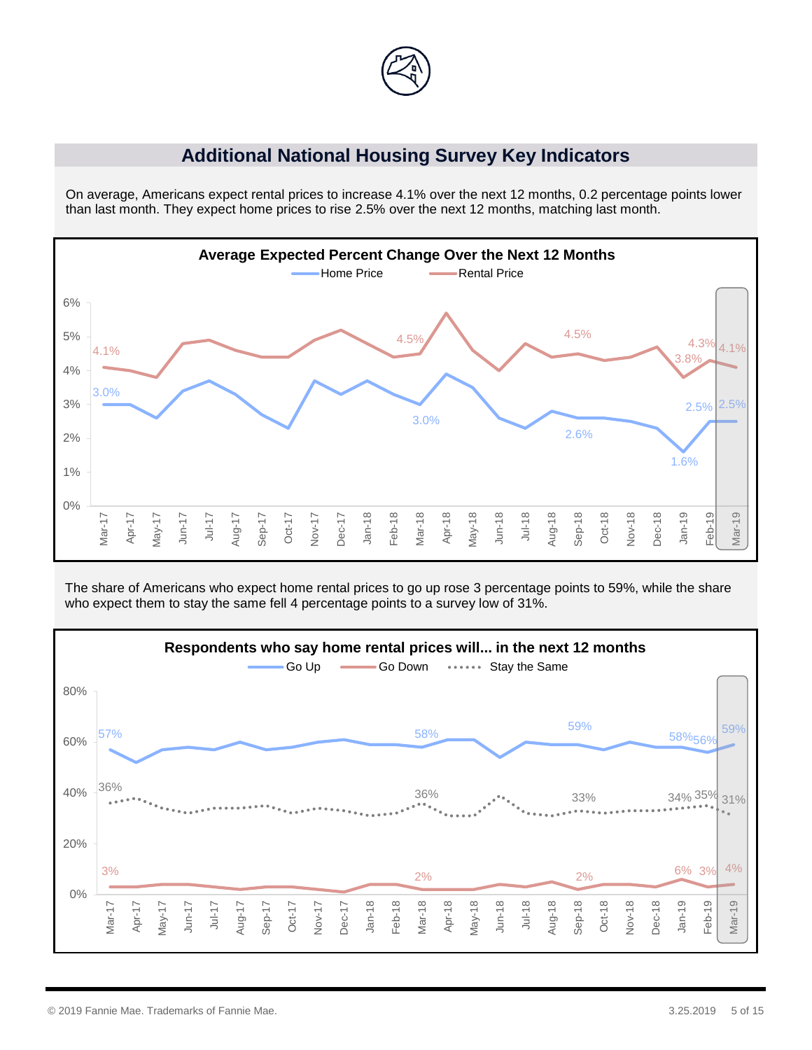## Additional National Housing Survey Key Indicators

On average, Americans expect rental prices to increase 4.1% over the next 12 months, 0.2 percentage points lower than last month. They expect home prices to rise 2.5% over the next 12 months, matching last month.

**Average Expected Percent Change Over the Next 12 Months**

The share of Americans who expect home rental prices to go up rose 3 percentage points to 59%, while the share who expect them to stay the same fell 4 percentage points to a survey low of 31%.

**Respondents who say home rental prices will... in the next 12 months**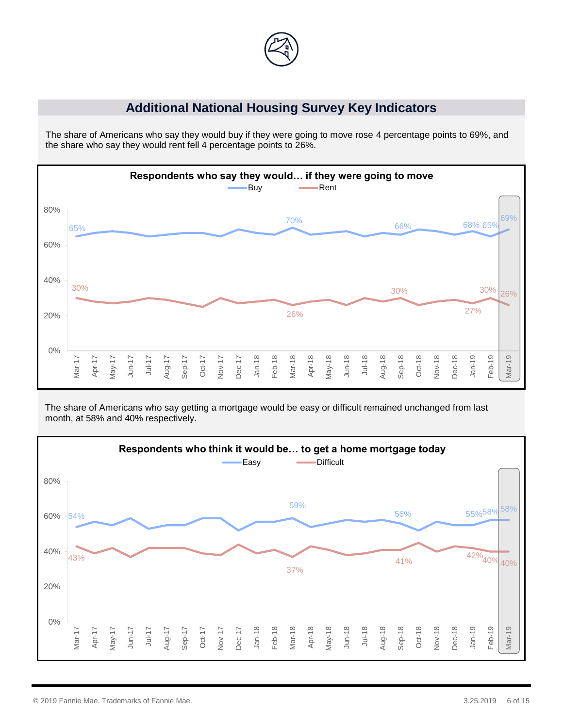## Additional National Housing Survey Key Indicators

The share of Americans who say they would buy if they were going to move rose 4 percentage points to 69%, and the share who say they would rent fell 4 percentage points to 26%.

**Respondents who say they would… if they were going to move**

Buy / Rent

| | Mar-17 | Mar-18 | Sep-18 | Jan-19 | Feb-19 | Mar-19 |
|---|---|---|---|---|---|---|
| Buy | 65% | 70% | 66% | 68% | 65% | 69% |
| Rent | 30% | 26% | 30% | 27% | 30% | 26% |

The share of Americans who say getting a mortgage would be easy or difficult remained unchanged from last month, at 58% and 40% respectively.

**Respondents who think it would be… to get a home mortgage today**

Easy / Difficult

| | Mar-17 | Mar-18 | Sep-18 | Jan-19 | Feb-19 | Mar-19 |
|---|---|---|---|---|---|---|
| Easy | 54% | 59% | 56% | 55% | 58% | 58% |
| Difficult | 43% | 37% | 41% | 42% | 40% | 40% |

© 2019 Fannie Mae. Trademarks of Fannie Mae. 3.25.2019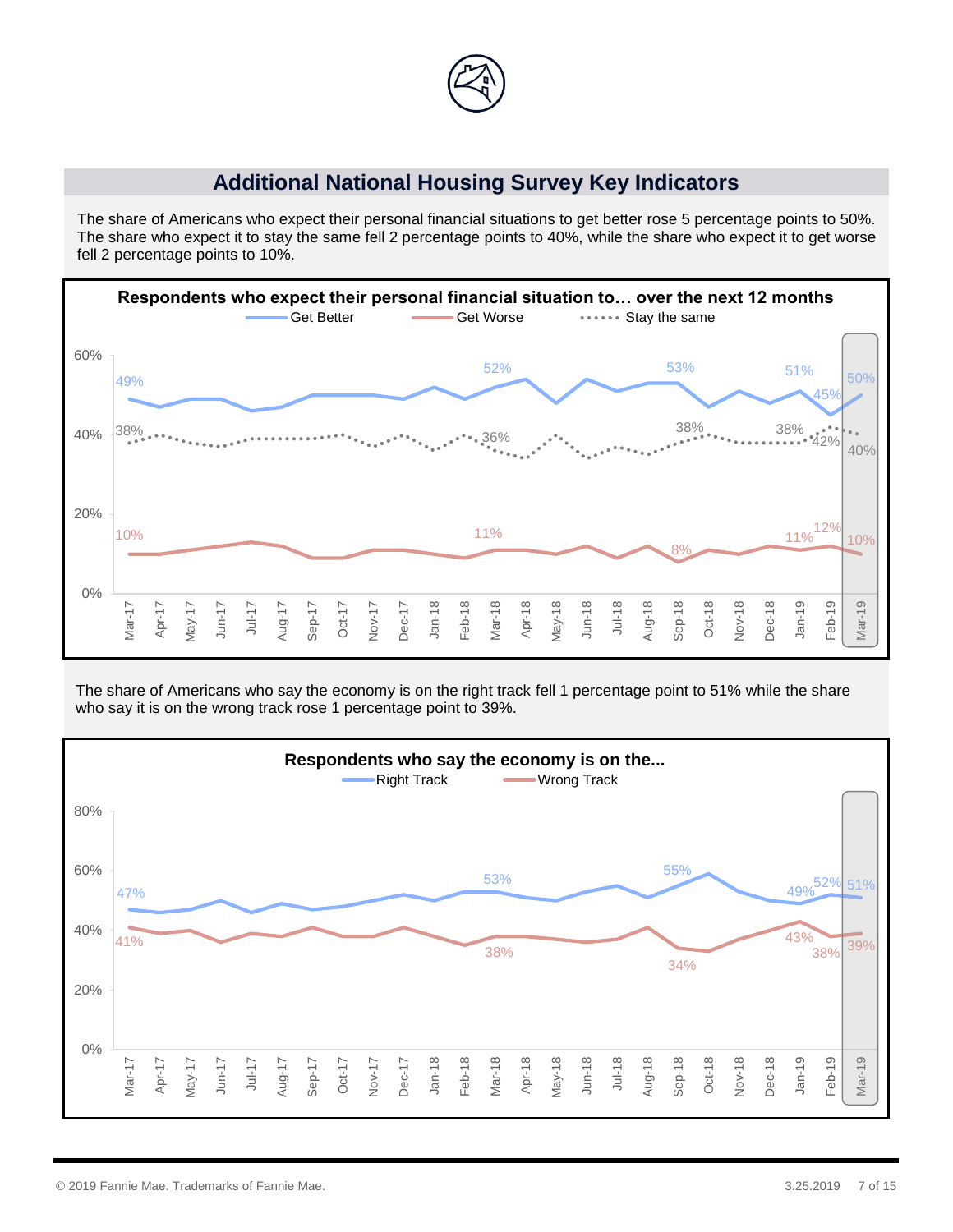## Additional National Housing Survey Key Indicators

The share of Americans who expect their personal financial situations to get better rose 5 percentage points to 50%. The share who expect it to stay the same fell 2 percentage points to 40%, while the share who expect it to get worse fell 2 percentage points to 10%.

**Respondents who expect their personal financial situation to… over the next 12 months**

Get Better / Get Worse / Stay the same

| | Mar-17 | Mar-18 | Sep-18 | Jan-19 | Feb-19 | Mar-19 |
|---|---|---|---|---|---|---|
| Get Better | 49% | 52% | 53% | 51% | 45% | 50% |
| Stay the same | 38% | 36% | 38% | 38% | 42% | 40% |
| Get Worse | 10% | 11% | 8% | 11% | 12% | 10% |

The share of Americans who say the economy is on the right track fell 1 percentage point to 51% while the share who say it is on the wrong track rose 1 percentage point to 39%.

**Respondents who say the economy is on the...**

Right Track / Wrong Track

| | Mar-17 | Mar-18 | Sep-18 | Jan-19 | Feb-19 | Mar-19 |
|---|---|---|---|---|---|---|
| Right Track | 47% | 53% | 55% | 49% | 52% | 51% |
| Wrong Track | 41% | 38% | 34% | 43% | 38% | 39% |

© 2019 Fannie Mae. Trademarks of Fannie Mae. 3.25.2019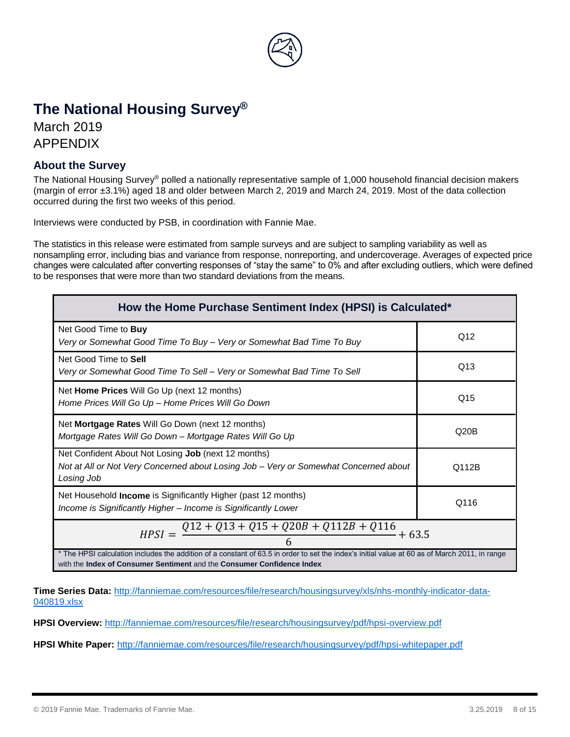# The National Housing Survey®

March 2019

APPENDIX

## About the Survey

The National Housing Survey® polled a nationally representative sample of 1,000 household financial decision makers (margin of error ±3.1%) aged 18 and older between March 2, 2019 and March 24, 2019. Most of the data collection occurred during the first two weeks of this period.

Interviews were conducted by PSB, in coordination with Fannie Mae.

The statistics in this release were estimated from sample surveys and are subject to sampling variability as well as nonsampling error, including bias and variance from response, nonreporting, and undercoverage. Averages of expected price changes were calculated after converting responses of "stay the same" to 0% and after excluding outliers, which were defined to be responses that were more than two standard deviations from the means.

| How the Home Purchase Sentiment Index (HPSI) is Calculated* | |
|---|---|
| Net Good Time to **Buy**<br>*Very or Somewhat Good Time To Buy – Very or Somewhat Bad Time To Buy* | Q12 |
| Net Good Time to **Sell**<br>*Very or Somewhat Good Time To Sell – Very or Somewhat Bad Time To Sell* | Q13 |
| Net **Home Prices** Will Go Up (next 12 months)<br>*Home Prices Will Go Up – Home Prices Will Go Down* | Q15 |
| Net **Mortgage Rates** Will Go Down (next 12 months)<br>*Mortgage Rates Will Go Down – Mortgage Rates Will Go Up* | Q20B |
| Net Confident About Not Losing **Job** (next 12 months)<br>*Not at All or Not Very Concerned about Losing Job – Very or Somewhat Concerned about Losing Job* | Q112B |
| Net Household **Income** is Significantly Higher (past 12 months)<br>*Income is Significantly Higher – Income is Significantly Lower* | Q116 |

$$HPSI = \frac{Q12 + Q13 + Q15 + Q20B + Q112B + Q116}{6} + 63.5$$

* The HPSI calculation includes the addition of a constant of 63.5 in order to set the index's initial value at 60 as of March 2011, in range with the **Index of Consumer Sentiment** and the **Consumer Confidence Index**

**Time Series Data:** http://fanniemae.com/resources/file/research/housingsurvey/xls/nhs-monthly-indicator-data-040819.xlsx

**HPSI Overview:** http://fanniemae.com/resources/file/research/housingsurvey/pdf/hpsi-overview.pdf

**HPSI White Paper:** http://fanniemae.com/resources/file/research/housingsurvey/pdf/hpsi-whitepaper.pdf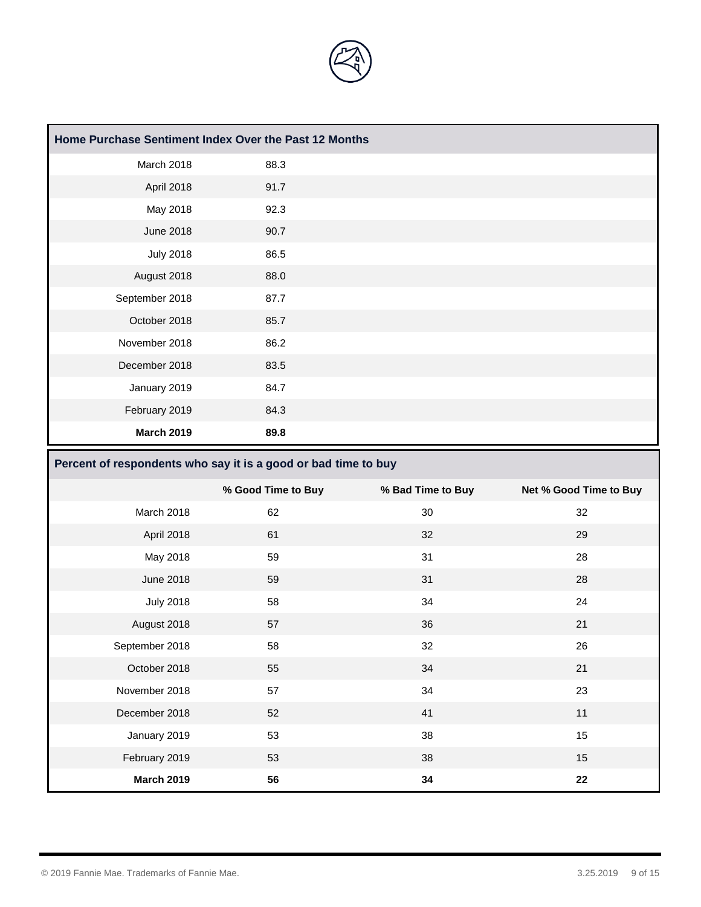## Home Purchase Sentiment Index Over the Past 12 Months

| | |
|---|---|
| March 2018 | 88.3 |
| April 2018 | 91.7 |
| May 2018 | 92.3 |
| June 2018 | 90.7 |
| July 2018 | 86.5 |
| August 2018 | 88.0 |
| September 2018 | 87.7 |
| October 2018 | 85.7 |
| November 2018 | 86.2 |
| December 2018 | 83.5 |
| January 2019 | 84.7 |
| February 2019 | 84.3 |
| **March 2019** | **89.8** |

## Percent of respondents who say it is a good or bad time to buy

| | % Good Time to Buy | % Bad Time to Buy | Net % Good Time to Buy |
|---|---|---|---|
| March 2018 | 62 | 30 | 32 |
| April 2018 | 61 | 32 | 29 |
| May 2018 | 59 | 31 | 28 |
| June 2018 | 59 | 31 | 28 |
| July 2018 | 58 | 34 | 24 |
| August 2018 | 57 | 36 | 21 |
| September 2018 | 58 | 32 | 26 |
| October 2018 | 55 | 34 | 21 |
| November 2018 | 57 | 34 | 23 |
| December 2018 | 52 | 41 | 11 |
| January 2019 | 53 | 38 | 15 |
| February 2019 | 53 | 38 | 15 |
| **March 2019** | **56** | **34** | **22** |

© 2019 Fannie Mae. Trademarks of Fannie Mae.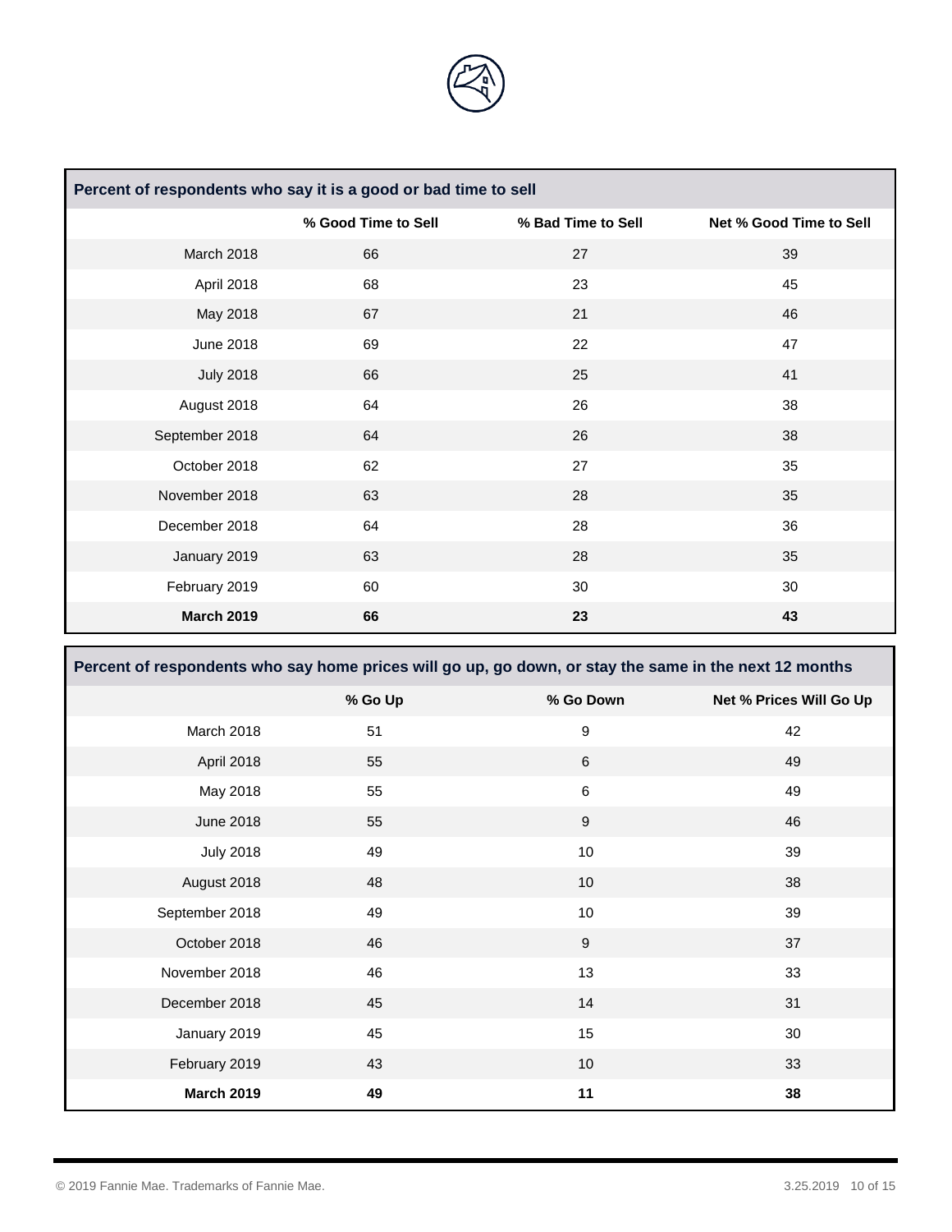| Percent of respondents who say it is a good or bad time to sell | | | |
|---|---|---|---|
| | % Good Time to Sell | % Bad Time to Sell | Net % Good Time to Sell |
| March 2018 | 66 | 27 | 39 |
| April 2018 | 68 | 23 | 45 |
| May 2018 | 67 | 21 | 46 |
| June 2018 | 69 | 22 | 47 |
| July 2018 | 66 | 25 | 41 |
| August 2018 | 64 | 26 | 38 |
| September 2018 | 64 | 26 | 38 |
| October 2018 | 62 | 27 | 35 |
| November 2018 | 63 | 28 | 35 |
| December 2018 | 64 | 28 | 36 |
| January 2019 | 63 | 28 | 35 |
| February 2019 | 60 | 30 | 30 |
| **March 2019** | **66** | **23** | **43** |

| Percent of respondents who say home prices will go up, go down, or stay the same in the next 12 months | | | |
|---|---|---|---|
| | % Go Up | % Go Down | Net % Prices Will Go Up |
| March 2018 | 51 | 9 | 42 |
| April 2018 | 55 | 6 | 49 |
| May 2018 | 55 | 6 | 49 |
| June 2018 | 55 | 9 | 46 |
| July 2018 | 49 | 10 | 39 |
| August 2018 | 48 | 10 | 38 |
| September 2018 | 49 | 10 | 39 |
| October 2018 | 46 | 9 | 37 |
| November 2018 | 46 | 13 | 33 |
| December 2018 | 45 | 14 | 31 |
| January 2019 | 45 | 15 | 30 |
| February 2019 | 43 | 10 | 33 |
| **March 2019** | **49** | **11** | **38** |

© 2019 Fannie Mae. Trademarks of Fannie Mae.

3.25.2019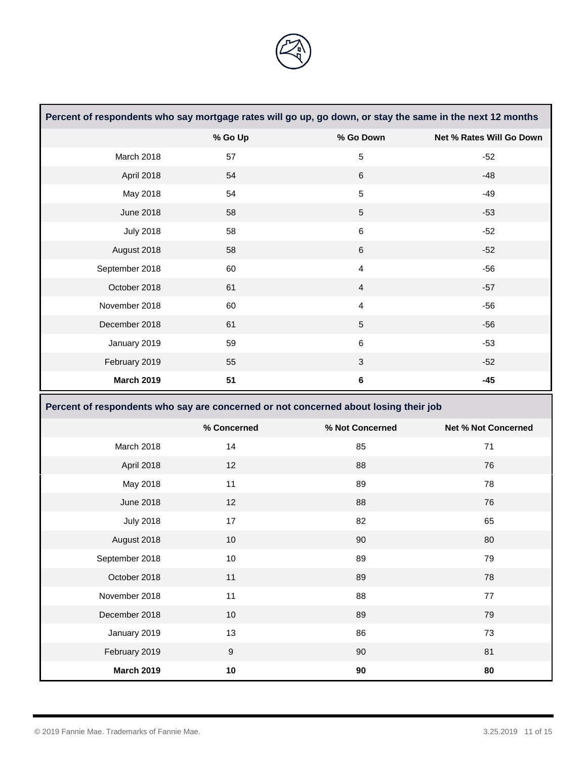| Percent of respondents who say mortgage rates will go up, go down, or stay the same in the next 12 months | | | |
|---|---|---|---|
| | % Go Up | % Go Down | Net % Rates Will Go Down |
| March 2018 | 57 | 5 | -52 |
| April 2018 | 54 | 6 | -48 |
| May 2018 | 54 | 5 | -49 |
| June 2018 | 58 | 5 | -53 |
| July 2018 | 58 | 6 | -52 |
| August 2018 | 58 | 6 | -52 |
| September 2018 | 60 | 4 | -56 |
| October 2018 | 61 | 4 | -57 |
| November 2018 | 60 | 4 | -56 |
| December 2018 | 61 | 5 | -56 |
| January 2019 | 59 | 6 | -53 |
| February 2019 | 55 | 3 | -52 |
| **March 2019** | **51** | **6** | **-45** |

| Percent of respondents who say are concerned or not concerned about losing their job | | | |
|---|---|---|---|
| | % Concerned | % Not Concerned | Net % Not Concerned |
| March 2018 | 14 | 85 | 71 |
| April 2018 | 12 | 88 | 76 |
| May 2018 | 11 | 89 | 78 |
| June 2018 | 12 | 88 | 76 |
| July 2018 | 17 | 82 | 65 |
| August 2018 | 10 | 90 | 80 |
| September 2018 | 10 | 89 | 79 |
| October 2018 | 11 | 89 | 78 |
| November 2018 | 11 | 88 | 77 |
| December 2018 | 10 | 89 | 79 |
| January 2019 | 13 | 86 | 73 |
| February 2019 | 9 | 90 | 81 |
| **March 2019** | **10** | **90** | **80** |

© 2019 Fannie Mae. Trademarks of Fannie Mae.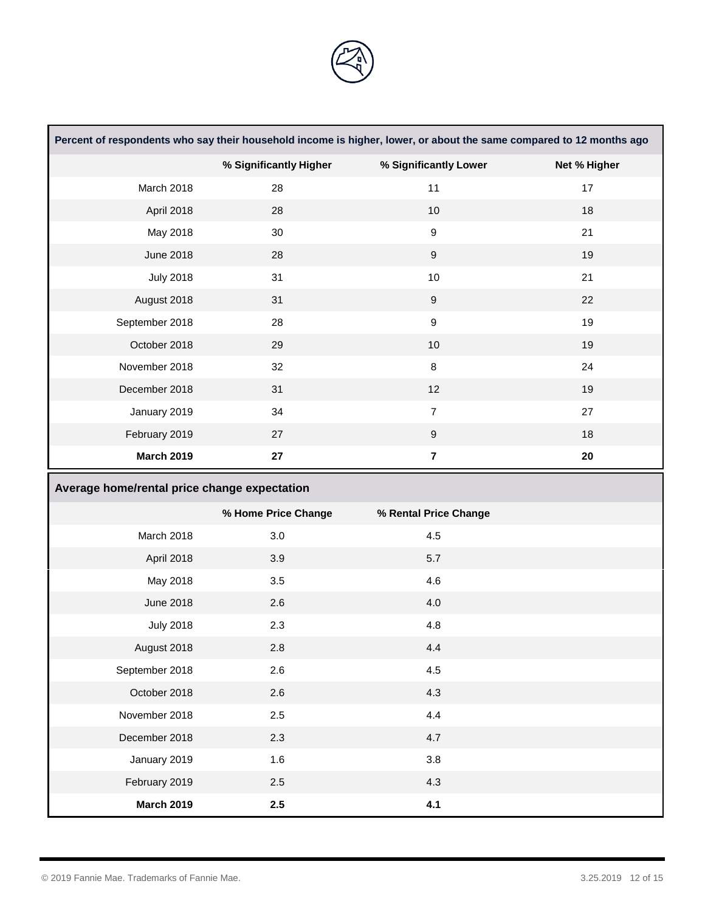| Percent of respondents who say their household income is higher, lower, or about the same compared to 12 months ago | | | |
|---|---|---|---|
| | % Significantly Higher | % Significantly Lower | Net % Higher |
| March 2018 | 28 | 11 | 17 |
| April 2018 | 28 | 10 | 18 |
| May 2018 | 30 | 9 | 21 |
| June 2018 | 28 | 9 | 19 |
| July 2018 | 31 | 10 | 21 |
| August 2018 | 31 | 9 | 22 |
| September 2018 | 28 | 9 | 19 |
| October 2018 | 29 | 10 | 19 |
| November 2018 | 32 | 8 | 24 |
| December 2018 | 31 | 12 | 19 |
| January 2019 | 34 | 7 | 27 |
| February 2019 | 27 | 9 | 18 |
| **March 2019** | **27** | **7** | **20** |

| Average home/rental price change expectation | | |
|---|---|---|
| | % Home Price Change | % Rental Price Change |
| March 2018 | 3.0 | 4.5 |
| April 2018 | 3.9 | 5.7 |
| May 2018 | 3.5 | 4.6 |
| June 2018 | 2.6 | 4.0 |
| July 2018 | 2.3 | 4.8 |
| August 2018 | 2.8 | 4.4 |
| September 2018 | 2.6 | 4.5 |
| October 2018 | 2.6 | 4.3 |
| November 2018 | 2.5 | 4.4 |
| December 2018 | 2.3 | 4.7 |
| January 2019 | 1.6 | 3.8 |
| February 2019 | 2.5 | 4.3 |
| **March 2019** | **2.5** | **4.1** |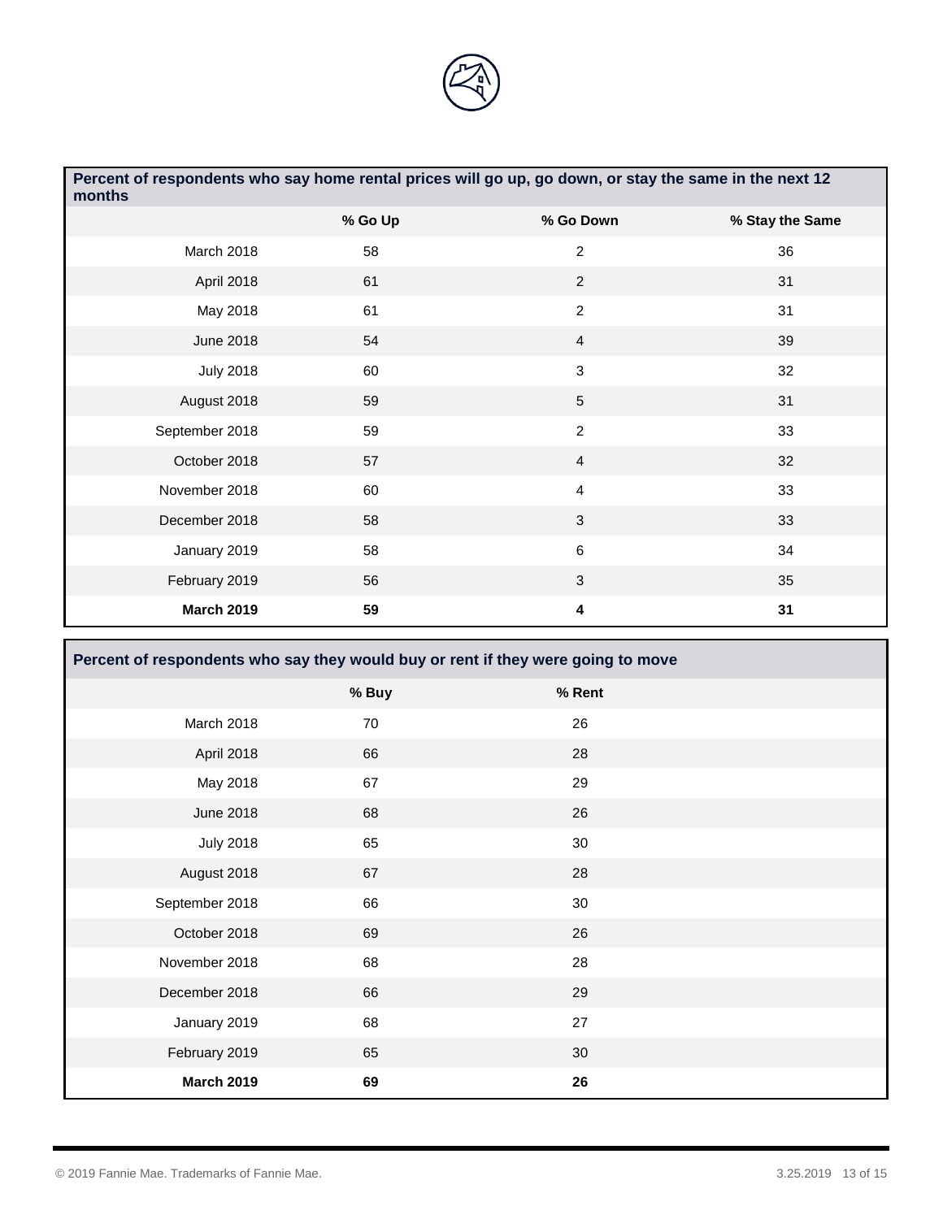| Percent of respondents who say home rental prices will go up, go down, or stay the same in the next 12 months | | | |
|---|---|---|---|
| | % Go Up | % Go Down | % Stay the Same |
| March 2018 | 58 | 2 | 36 |
| April 2018 | 61 | 2 | 31 |
| May 2018 | 61 | 2 | 31 |
| June 2018 | 54 | 4 | 39 |
| July 2018 | 60 | 3 | 32 |
| August 2018 | 59 | 5 | 31 |
| September 2018 | 59 | 2 | 33 |
| October 2018 | 57 | 4 | 32 |
| November 2018 | 60 | 4 | 33 |
| December 2018 | 58 | 3 | 33 |
| January 2019 | 58 | 6 | 34 |
| February 2019 | 56 | 3 | 35 |
| **March 2019** | **59** | **4** | **31** |

| Percent of respondents who say they would buy or rent if they were going to move | | |
|---|---|---|
| | % Buy | % Rent |
| March 2018 | 70 | 26 |
| April 2018 | 66 | 28 |
| May 2018 | 67 | 29 |
| June 2018 | 68 | 26 |
| July 2018 | 65 | 30 |
| August 2018 | 67 | 28 |
| September 2018 | 66 | 30 |
| October 2018 | 69 | 26 |
| November 2018 | 68 | 28 |
| December 2018 | 66 | 29 |
| January 2019 | 68 | 27 |
| February 2019 | 65 | 30 |
| **March 2019** | **69** | **26** |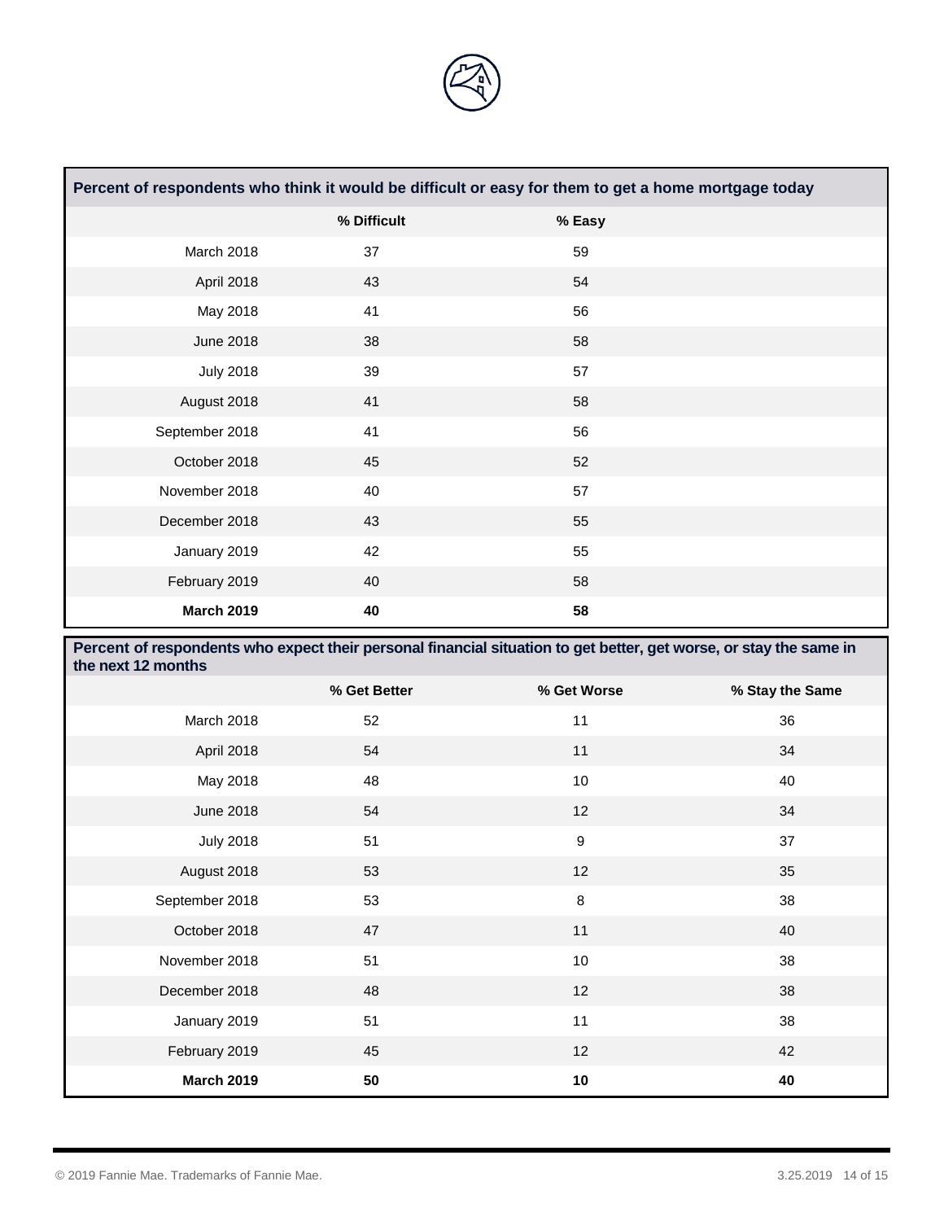| Percent of respondents who think it would be difficult or easy for them to get a home mortgage today | | |
|---|---|---|
| | % Difficult | % Easy |
| March 2018 | 37 | 59 |
| April 2018 | 43 | 54 |
| May 2018 | 41 | 56 |
| June 2018 | 38 | 58 |
| July 2018 | 39 | 57 |
| August 2018 | 41 | 58 |
| September 2018 | 41 | 56 |
| October 2018 | 45 | 52 |
| November 2018 | 40 | 57 |
| December 2018 | 43 | 55 |
| January 2019 | 42 | 55 |
| February 2019 | 40 | 58 |
| **March 2019** | **40** | **58** |

| Percent of respondents who expect their personal financial situation to get better, get worse, or stay the same in the next 12 months | | | |
|---|---|---|---|
| | % Get Better | % Get Worse | % Stay the Same |
| March 2018 | 52 | 11 | 36 |
| April 2018 | 54 | 11 | 34 |
| May 2018 | 48 | 10 | 40 |
| June 2018 | 54 | 12 | 34 |
| July 2018 | 51 | 9 | 37 |
| August 2018 | 53 | 12 | 35 |
| September 2018 | 53 | 8 | 38 |
| October 2018 | 47 | 11 | 40 |
| November 2018 | 51 | 10 | 38 |
| December 2018 | 48 | 12 | 38 |
| January 2019 | 51 | 11 | 38 |
| February 2019 | 45 | 12 | 42 |
| **March 2019** | **50** | **10** | **40** |

© 2019 Fannie Mae. Trademarks of Fannie Mae.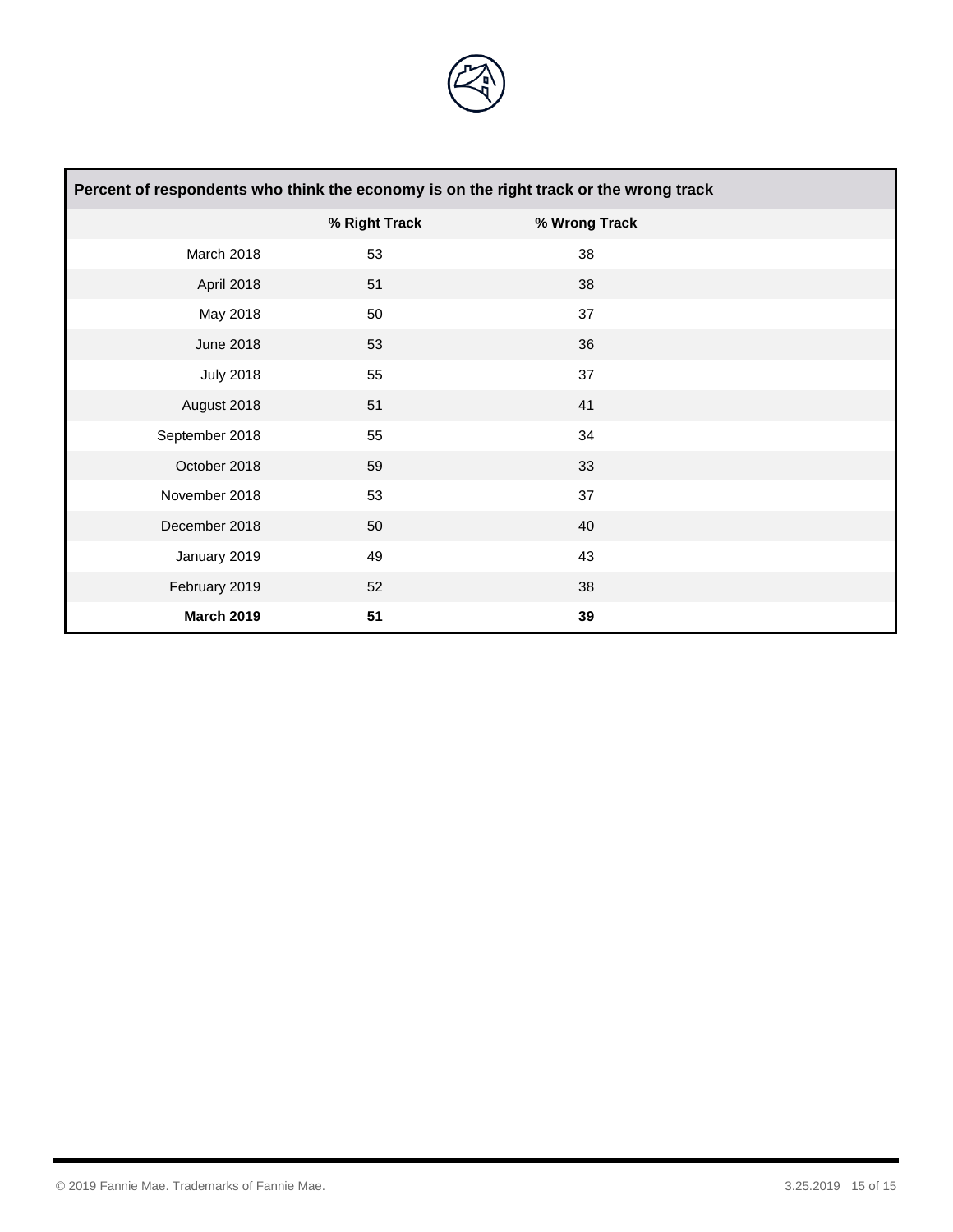| Percent of respondents who think the economy is on the right track or the wrong track | | |
|---|---|---|
| | **% Right Track** | **% Wrong Track** |
| March 2018 | 53 | 38 |
| April 2018 | 51 | 38 |
| May 2018 | 50 | 37 |
| June 2018 | 53 | 36 |
| July 2018 | 55 | 37 |
| August 2018 | 51 | 41 |
| September 2018 | 55 | 34 |
| October 2018 | 59 | 33 |
| November 2018 | 53 | 37 |
| December 2018 | 50 | 40 |
| January 2019 | 49 | 43 |
| February 2019 | 52 | 38 |
| **March 2019** | **51** | **39** |